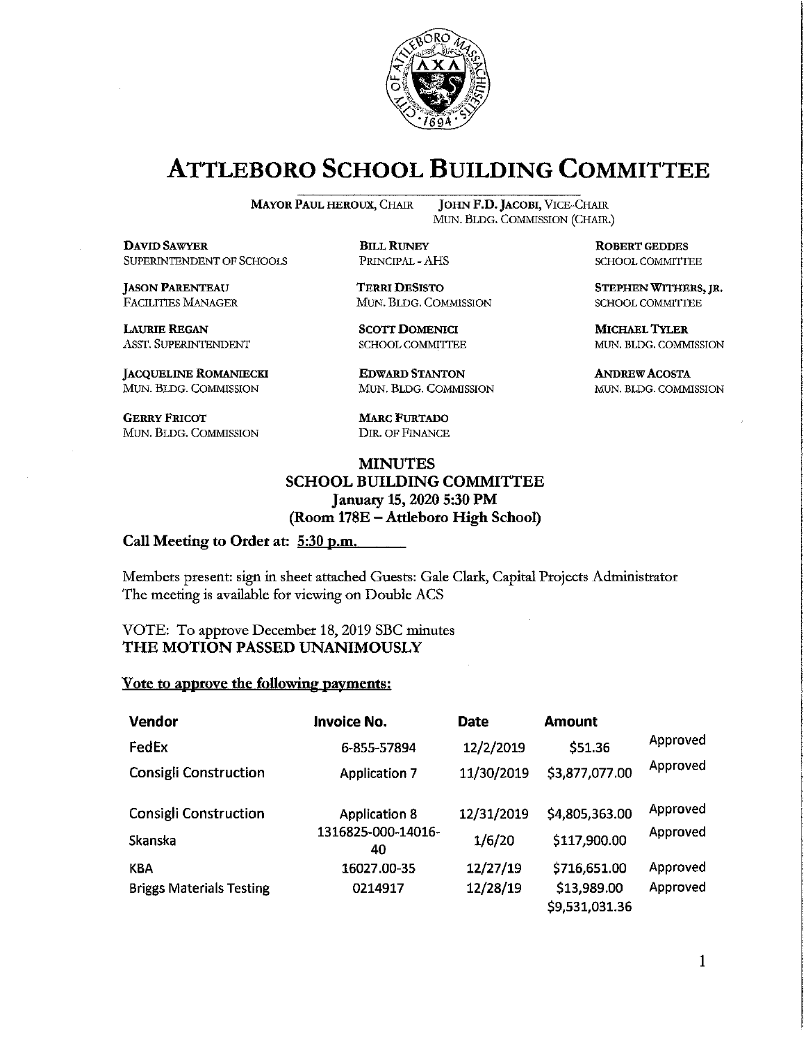# ATTLEBORO SCHOOL BUILDING COMMITTEE

**MAYOR PAUL HEROUX**, CHAIR

**JOHN F.D. JACOBI**, VICE-CHAIR
MUN. BLDG. COMMISSION (CHAIR.)

**DAVID SAWYER**
SUPERINTENDENT OF SCHOOLS

**BILL RUNEY**
PRINCIPAL - AHS

**ROBERT GEDDES**
SCHOOL COMMITTEE

**JASON PARENTEAU**
FACILITIES MANAGER

**TERRI DESISTO**
MUN. BLDG. COMMISSION

**STEPHEN WITHERS, JR.**
SCHOOL COMMITTEE

**LAURIE REGAN**
ASST. SUPERINTENDENT

**SCOTT DOMENICI**
SCHOOL COMMITTEE

**MICHAEL TYLER**
MUN. BLDG. COMMISSION

**JACQUELINE ROMANIECKI**
MUN. BLDG. COMMISSION

**EDWARD STANTON**
MUN. BLDG. COMMISSION

**ANDREW ACOSTA**
MUN. BLDG. COMMISSION

**GERRY FRICOT**
MUN. BLDG. COMMISSION

**MARC FURTADO**
DIR. OF FINANCE

**MINUTES**
**SCHOOL BUILDING COMMITTEE**
**January 15, 2020 5:30 PM**
**(Room 178E – Attleboro High School)**

**Call Meeting to Order at: 5:30 p.m.**

Members present: sign in sheet attached Guests: Gale Clark, Capital Projects Administrator
The meeting is available for viewing on Double ACS

VOTE: To approve December 18, 2019 SBC minutes
**THE MOTION PASSED UNANIMOUSLY**

**Vote to approve the following payments:**

| Vendor | Invoice No. | Date | Amount | |
|---|---|---|---|---|
| FedEx | 6-855-57894 | 12/2/2019 | $51.36 | Approved |
| Consigli Construction | Application 7 | 11/30/2019 | $3,877,077.00 | Approved |
| Consigli Construction | Application 8 | 12/31/2019 | $4,805,363.00 | Approved |
| Skanska | 1316825-000-14016-40 | 1/6/20 | $117,900.00 | Approved |
| KBA | 16027.00-35 | 12/27/19 | $716,651.00 | Approved |
| Briggs Materials Testing | 0214917 | 12/28/19 | $13,989.00 | Approved |
| | | | $9,531,031.36 | |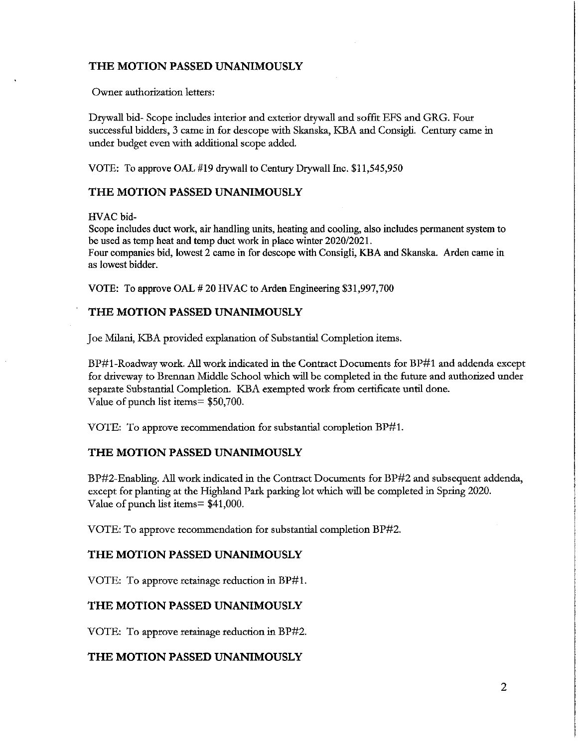**THE MOTION PASSED UNANIMOUSLY**

Owner authorization letters:

Drywall bid- Scope includes interior and exterior drywall and soffit EFS and GRG. Four successful bidders, 3 came in for descope with Skanska, KBA and Consigli. Century came in under budget even with additional scope added.

VOTE: To approve OAL #19 drywall to Century Drywall Inc. $11,545,950

**THE MOTION PASSED UNANIMOUSLY**

HVAC bid-
Scope includes duct work, air handling units, heating and cooling, also includes permanent system to be used as temp heat and temp duct work in place winter 2020/2021.
Four companies bid, lowest 2 came in for descope with Consigli, KBA and Skanska. Arden came in as lowest bidder.

VOTE: To approve OAL # 20 HVAC to Arden Engineering $31,997,700

**THE MOTION PASSED UNANIMOUSLY**

Joe Milani, KBA provided explanation of Substantial Completion items.

BP#1-Roadway work. All work indicated in the Contract Documents for BP#1 and addenda except for driveway to Brennan Middle School which will be completed in the future and authorized under separate Substantial Completion. KBA exempted work from certificate until done.
Value of punch list items= $50,700.

VOTE: To approve recommendation for substantial completion BP#1.

**THE MOTION PASSED UNANIMOUSLY**

BP#2-Enabling. All work indicated in the Contract Documents for BP#2 and subsequent addenda, except for planting at the Highland Park parking lot which will be completed in Spring 2020.
Value of punch list items= $41,000.

VOTE: To approve recommendation for substantial completion BP#2.

**THE MOTION PASSED UNANIMOUSLY**

VOTE: To approve retainage reduction in BP#1.

**THE MOTION PASSED UNANIMOUSLY**

VOTE: To approve retainage reduction in BP#2.

**THE MOTION PASSED UNANIMOUSLY**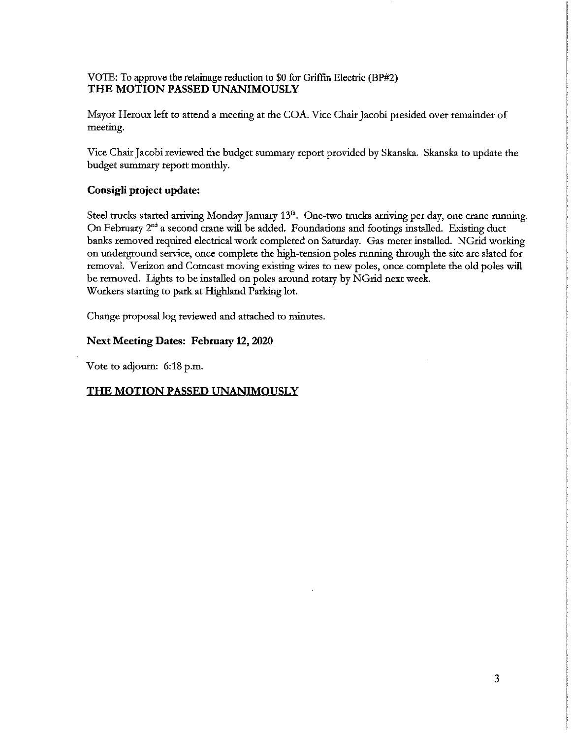VOTE: To approve the retainage reduction to $0 for Griffin Electric (BP#2)
**THE MOTION PASSED UNANIMOUSLY**

Mayor Heroux left to attend a meeting at the COA. Vice Chair Jacobi presided over remainder of meeting.

Vice Chair Jacobi reviewed the budget summary report provided by Skanska. Skanska to update the budget summary report monthly.

**Consigli project update:**

Steel trucks started arriving Monday January 13th. One-two trucks arriving per day, one crane running. On February 2nd a second crane will be added. Foundations and footings installed. Existing duct banks removed required electrical work completed on Saturday. Gas meter installed. NGrid working on underground service, once complete the high-tension poles running through the site are slated for removal. Verizon and Comcast moving existing wires to new poles, once complete the old poles will be removed. Lights to be installed on poles around rotary by NGrid next week.
Workers starting to park at Highland Parking lot.

Change proposal log reviewed and attached to minutes.

**Next Meeting Dates: February 12, 2020**

Vote to adjourn: 6:18 p.m.

**THE MOTION PASSED UNANIMOUSLY**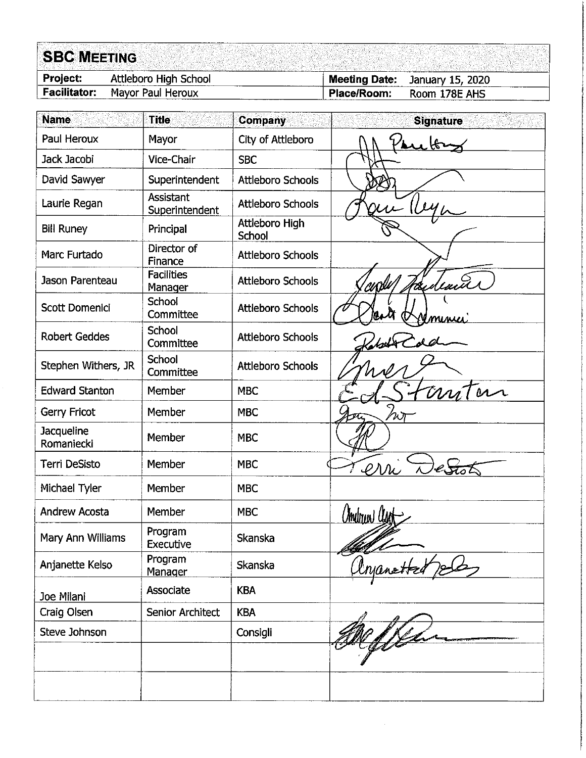# SBC MEETING

| Project: | Attleboro High School | Meeting Date: | January 15, 2020 |
|---|---|---|---|
| Facilitator: | Mayor Paul Heroux | Place/Room: | Room 178E AHS |

| Name | Title | Company | Signature |
|---|---|---|---|
| Paul Heroux | Mayor | City of Attleboro | Paul Heroux |
| Jack Jacobi | Vice-Chair | SBC | |
| David Sawyer | Superintendent | Attleboro Schools | |
| Laurie Regan | Assistant Superintendent | Attleboro Schools | Laurie Regan |
| Bill Runey | Principal | Attleboro High School | |
| Marc Furtado | Director of Finance | Attleboro Schools | |
| Jason Parenteau | Facilities Manager | Attleboro Schools | Jason Parenteau |
| Scott Domenici | School Committee | Attleboro Schools | Scott Domenici |
| Robert Geddes | School Committee | Attleboro Schools | Robert Geddes |
| Stephen Withers, JR | School Committee | Attleboro Schools | |
| Edward Stanton | Member | MBC | Ed Stanton |
| Gerry Fricot | Member | MBC | Gerry Fricot |
| Jacqueline Romaniecki | Member | MBC | |
| Terri DeSisto | Member | MBC | Terri DeSisto |
| Michael Tyler | Member | MBC | |
| Andrew Acosta | Member | MBC | Andrew Acosta |
| Mary Ann Williams | Program Executive | Skanska | |
| Anjanette Kelso | Program Manager | Skanska | Anjanette Kelso |
| Joe Milani | Associate | KBA | |
| Craig Olsen | Senior Architect | KBA | |
| Steve Johnson | | Consigli | |
| | | | |
| | | | |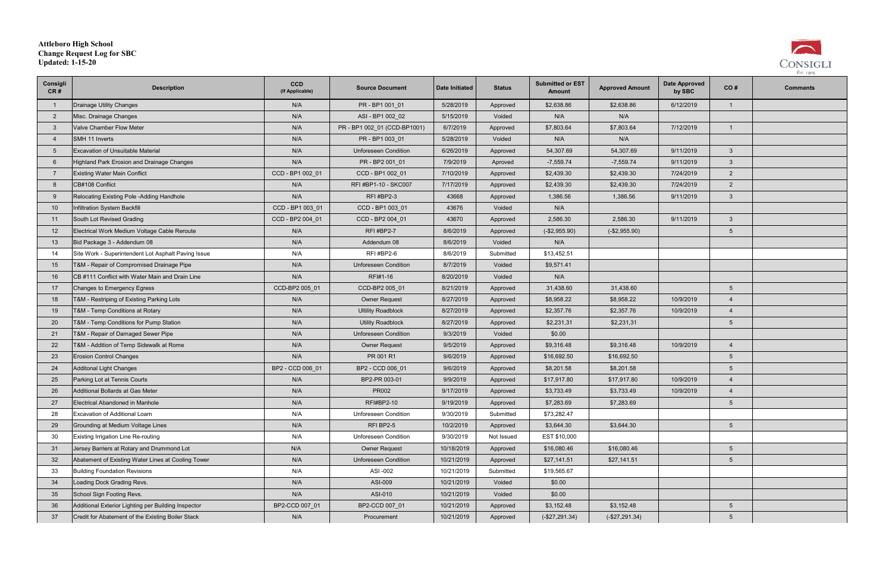**Attleboro High School**
**Change Request Log for SBC**
**Updated: 1-15-20**

CONSIGLI Est. 1905

| Consigli CR # | Description | CCD (If Applicable) | Source Document | Date Initiated | Status | Submitted or EST Amount | Approved Amount | Date Approved by SBC | CO # | Comments |
|---|---|---|---|---|---|---|---|---|---|---|
| 1 | Drainage Utility Changes | N/A | PR - BP1 001_01 | 5/28/2019 | Approved | $2,638.86 | $2,638.86 | 6/12/2019 | 1 | |
| 2 | Misc. Drainage Changes | N/A | ASI - BP1 002_02 | 5/15/2019 | Voided | N/A | N/A | | | |
| 3 | Valve Chamber Flow Meter | N/A | PR - BP1 002_01 (CCD-BP1001) | 6/7/2019 | Approved | $7,803.64 | $7,803.64 | 7/12/2019 | 1 | |
| 4 | SMH 11 Inverts | N/A | PR - BP1 003_01 | 5/28/2019 | Voided | N/A | N/A | | | |
| 5 | Excavation of Unsuitable Material | N/A | Unforeseen Condition | 6/26/2019 | Approved | 54,307.69 | 54,307.69 | 9/11/2019 | 3 | |
| 6 | Highland Park Erosion and Drainage Changes | N/A | PR - BP2 001_01 | 7/9/2019 | Aproved | -7,559.74 | -7,559.74 | 9/11/2019 | 3 | |
| 7 | Existing Water Main Conflict | CCD - BP1 002_01 | CCD - BP1 002_01 | 7/10/2019 | Approved | $2,439.30 | $2,439.30 | 7/24/2019 | 2 | |
| 8 | CB#108 Conflict | N/A | RFI #BP1-10 - SKC007 | 7/17/2019 | Approved | $2,439.30 | $2,439.30 | 7/24/2019 | 2 | |
| 9 | Relocating Existing Pole -Adding Handhole | N/A | RFI #BP2-3 | 43668 | Approved | 1,386.56 | 1,386.56 | 9/11/2019 | 3 | |
| 10 | Infiltration System Backfill | CCD - BP1 003_01 | CCD - BP1 003_01 | 43676 | Voided | N/A | | | | |
| 11 | South Lot Revised Grading | CCD - BP2 004_01 | CCD - BP2 004_01 | 43670 | Approved | 2,586.30 | 2,586.30 | 9/11/2019 | 3 | |
| 12 | Electrical Work Medium Voltage Cable Reroute | N/A | RFI #BP2-7 | 8/6/2019 | Approved | (-$2,955.90) | (-$2,955.90) | | 5 | |
| 13 | Bid Package 3 - Addendum 08 | N/A | Addendum 08 | 8/6/2019 | Voided | N/A | | | | |
| 14 | Site Work - Superintendent Lot Asphalt Paving Issue | N/A | RFI #BP2-6 | 8/6/2019 | Submitted | $13,452.51 | | | | |
| 15 | T&M - Repair of Compromised Drainage Pipe | N/A | Unforeseen Condition | 8/7/2019 | Voided | $9,571.41 | | | | |
| 16 | CB #111 Conflict with Water Main and Drain Line | N/A | RFI#1-16 | 8/20/2019 | Voided | N/A | | | | |
| 17 | Changes to Emergency Egress | CCD-BP2 005_01 | CCD-BP2 005_01 | 8/21/2019 | Approved | 31,438.60 | 31,438.60 | | 5 | |
| 18 | T&M - Restriping of Existing Parking Lots | N/A | Owner Request | 8/27/2019 | Approved | $8,958.22 | $8,958.22 | 10/9/2019 | 4 | |
| 19 | T&M - Temp Conditions at Rotary | N/A | Ultility Roadblock | 8/27/2019 | Approved | $2,357.76 | $2,357.76 | 10/9/2019 | 4 | |
| 20 | T&M - Temp Conditions for Pump Station | N/A | Utility Roadblock | 8/27/2019 | Approved | $2,231,31 | $2,231,31 | | 5 | |
| 21 | T&M - Repair of Damaged Sewer Pipe | N/A | Unforeseen Condition | 9/3/2019 | Voided | $0.00 | | | | |
| 22 | T&M - Addition of Temp Sidewalk at Rome | N/A | Owner Request | 9/5/2019 | Approved | $9,316.48 | $9,316.48 | 10/9/2019 | 4 | |
| 23 | Erosion Control Changes | N/A | PR 001 R1 | 9/6/2019 | Approved | $16,692.50 | $16,692.50 | | 5 | |
| 24 | Additonal Light Changes | BP2 - CCD 006_01 | BP2 - CCD 006_01 | 9/6/2019 | Approved | $8,201.58 | $8,201.58 | | 5 | |
| 25 | Parking Lot at Tennis Courts | N/A | BP2-PR 003-01 | 9/9/2019 | Approved | $17,917.80 | $17,917.80 | 10/9/2019 | 4 | |
| 26 | Additional Bollards at Gas Meter | N/A | PR002 | 9/17/2019 | Approved | $3,733.49 | $3,733.49 | 10/9/2019 | 4 | |
| 27 | Electrical Abandoned in Manhole | N/A | RFI#BP2-10 | 9/19/2019 | Approved | $7,283.69 | $7,283.69 | | 5 | |
| 28 | Excavation of Additional Loam | N/A | Unforeseen Condition | 9/30/2019 | Submitted | $73,282.47 | | | | |
| 29 | Grounding at Medium Voltage Lines | N/A | RFI BP2-5 | 10/2/2019 | Approved | $3,644.30 | $3,644.30 | | 5 | |
| 30 | Existing Irrigation Line Re-routing | N/A | Unforeseen Condition | 9/30/2019 | Not Issued | EST $10,000 | | | | |
| 31 | Jersey Barriers at Rotary and Drummond Lot | N/A | Owner Request | 10/18/2019 | Approved | $16,080.46 | $16,080.46 | | 5 | |
| 32 | Abatement of Existing Water Lines at Cooling Tower | N/A | Unforeseen Condition | 10/21/2019 | Approved | $27,141.51 | $27,141.51 | | 5 | |
| 33 | Building Foundation Revisions | N/A | ASI -002 | 10/21/2019 | Submitted | $19,565.67 | | | | |
| 34 | Loading Dock Grading Revs. | N/A | ASI-009 | 10/21/2019 | Voided | $0.00 | | | | |
| 35 | School Sign Footing Revs. | N/A | ASI-010 | 10/21/2019 | Voided | $0.00 | | | | |
| 36 | Additional Exterior Lighting per Building Inspector | BP2-CCD 007_01 | BP2-CCD 007_01 | 10/21/2019 | Approved | $3,152.48 | $3,152.48 | | 5 | |
| 37 | Credit for Abatement of the Existing Boiler Stack | N/A | Procurement | 10/21/2019 | Approved | (-$27,291.34) | (-$27,291.34) | | 5 | |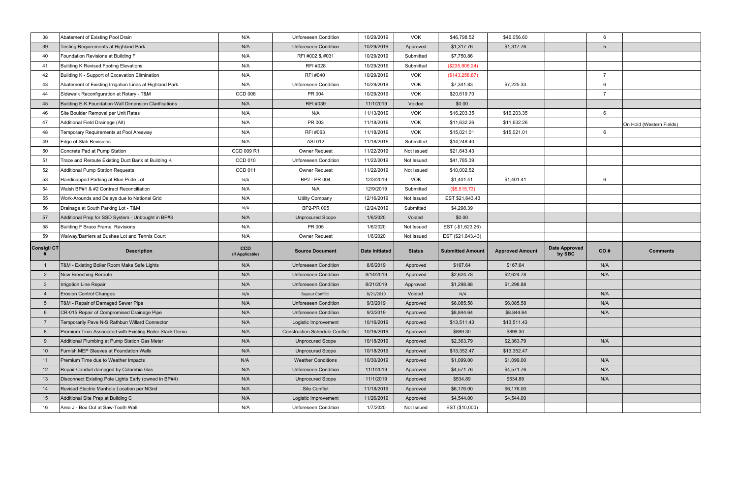| | | | | | | | | | | |
|---|---|---|---|---|---|---|---|---|---|---|
| 38 | Abatement of Existing Pool Drain | N/A | Unforeseen Condition | 10/29/2019 | VOK | $46,798.52 | $46,056.60 | | 6 | |
| 39 | Testing Requirements at Highland Park | N/A | Unforeseen Condition | 10/29/2019 | Approved | $1,317.76 | $1,317.76 | | 5 | |
| 40 | Foundation Revisions at Building F | N/A | RFI #002 & #031 | 10/29/2019 | Submitted | $7,750.86 | | | | |
| 41 | Building K Revised Footing Elevations | N/A | RFI #028 | 10/29/2019 | Submitted | ($235,906.24) | | | | |
| 42 | Building K - Support of Excavation Elimination | N/A | RFI #040 | 10/29/2019 | VOK | ($143,258.87) | | | 7 | |
| 43 | Abatement of Existing Irrigation Lines at Highland Park | N/A | Unforeseen Condition | 10/29/2019 | VOK | $7,341.83 | $7,225.33 | | 6 | |
| 44 | Sidewalk Reconfiguration at Rotary - T&M | CCD 008 | PR 004 | 10/29/2019 | VOK | $20,619.70 | | | 7 | |
| 45 | Building E-K Foundation Wall Dimension Clarifications | N/A | RFI #039 | 11/1/2019 | Voided | $0.00 | | | | |
| 46 | Site Boulder Removal per Unit Rates | N/A | N/A | 11/13/2019 | VOK | $16,203.35 | $16,203.35 | | 6 | |
| 47 | Additional Field Drainage (Alt) | N/A | PR 003 | 11/18/2019 | VOK | $11,632.26 | $11,632.26 | | | On Hold (Western Fields) |
| 48 | Temporary Requirements at Pool Areaway | N/A | RFI #063 | 11/18/2019 | VOK | $15,021.01 | $15,021.01 | | 6 | |
| 49 | Edge of Slab Revisions | N/A | ASI 012 | 11/18/2019 | Submitted | $14,248.40 | | | | |
| 50 | Concrete Pad at Pump Station | CCD 009 R1 | Owner Request | 11/22/2019 | Not Issued | $21,643.43 | | | | |
| 51 | Trace and Reroute Existing Duct Bank at Building K | CCD 010 | Unforeseen Condition | 11/22/2019 | Not Issued | $41,785.39 | | | | |
| 52 | Additional Pump Station Requests | CCD 011 | Owner Request | 11/22/2019 | Not Issued | $10,002.52 | | | | |
| 53 | Handicapped Parking at Blue Pride Lot | N/A | BP2 - PR 004 | 12/3/2019 | VOK | $1,401.41 | $1,401.41 | | 6 | |
| 54 | Walsh BP#1 & #2 Contract Reconciliation | N/A | N/A | 12/9/2019 | Submitted | ($5,515.73) | | | | |
| 55 | Work-Arounds and Delays due to National Grid | N/A | Utility Company | 12/16/2019 | Not Issued | EST $21,643.43 | | | | |
| 56 | Drainage at South Parking Lot - T&M | N/A | BP2-PR 005 | 12/24/2019 | Submitted | $4,298.39 | | | | |
| 57 | Additional Prep for SSD System - Unbought in BP#3 | N/A | Unprocured Scope | 1/6/2020 | Voided | $0.00 | | | | |
| 58 | Building F Brace Frame Revisions | N/A | PR 005 | 1/6/2020 | Not Issued | EST (-$1,623.26) | | | | |
| 59 | Walway/Barriers at Bushee Lot and Tennis Court | N/A | Owner Request | 1/6/2020 | Not Issued | EST ($21,643.43) | | | | |
| **Consigli CT #** | **Description** | **CCD (If Applicable)** | **Source Document** | **Date Initiated** | **Status** | **Submitted Amount** | **Approved Amount** | **Date Approved by SBC** | **CO #** | **Comments** |
| 1 | T&M - Existing Boiler Room Make Safe Lights | N/A | Unforeseen Condition | 8/6/2019 | Approved | $167.64 | $167.64 | | N/A | |
| 2 | New Breeching Reroute | N/A | Unforeseen Condition | 8/14/2019 | Approved | $2,624.78 | $2,624.78 | | N/A | |
| 3 | Irrigation Line Repair | N/A | Unforeseen Condition | 8/21/2019 | Approved | $1,298.88 | $1,298.88 | | | |
| 4 | Erosion Control Changes | N/A | Buyout Conflict | 8/21/2019 | Voided | N/A | | | N/A | |
| 5 | T&M - Repair of Damaged Sewer Pipe | N/A | Unforeseen Condition | 9/3/2019 | Approved | $6,085.58 | $6,085.58 | | N/A | |
| 6 | CR-015 Repair of Compromised Drainage Pipe | N/A | Unforeseen Condition | 9/3/2019 | Approved | $8,844.64 | $8.844.64 | | N/A | |
| 7 | Temporarily Pave N-S Rathbun Willard Connector | N/A | Logistic Improvement | 10/16/2019 | Approved | $13,511.43 | $13,511.43 | | | |
| 8 | Premium Time Associated with Existing Boiler Stack Demo | N/A | Construction Schedule Conflict | 10/16/2019 | Approved | $899.30 | $899.30 | | | |
| 9 | Additional Plumbing at Pump Station Gas Meter | N/A | Unprocured Scope | 10/18/2019 | Approved | $2,363.79 | $2,363.79 | | N/A | |
| 10 | Furnish MEP Sleeves at Foundation Walls | N/A | Unprocured Scope | 10/18/2019 | Approved | $13,352.47 | $13,352.47 | | | |
| 11 | Premium Time due to Weather Impacts | N/A | Weather Conditions | 10/30/2019 | Approved | $1,099.00 | $1,099.00 | | N/A | |
| 12 | Repair Conduit damaged by Columbia Gas | N/A | Unforeseen Condition | 11/1/2019 | Approved | $4,571.76 | $4,571.76 | | N/A | |
| 13 | Disconnect Existing Pole Lights Early (owned in BP#4) | N/A | Unprocured Scope | 11/1/2019 | Approved | $534.89 | $534.89 | | N/A | |
| 14 | Revised Electric Manhole Location per NGrid | N/A | Site Conflict | 11/18/2019 | Approved | $6,176.00 | $6,176.00 | | | |
| 15 | Additional Site Prep at Building C | N/A | Logistic Improvement | 11/26/2019 | Approved | $4,544.00 | $4,544.00 | | | |
| 16 | Area J - Box Out at Saw-Tooth Wall | N/A | Unforeseen Condition | 1/7/2020 | Not Issued | EST ($10,000) | | | | |